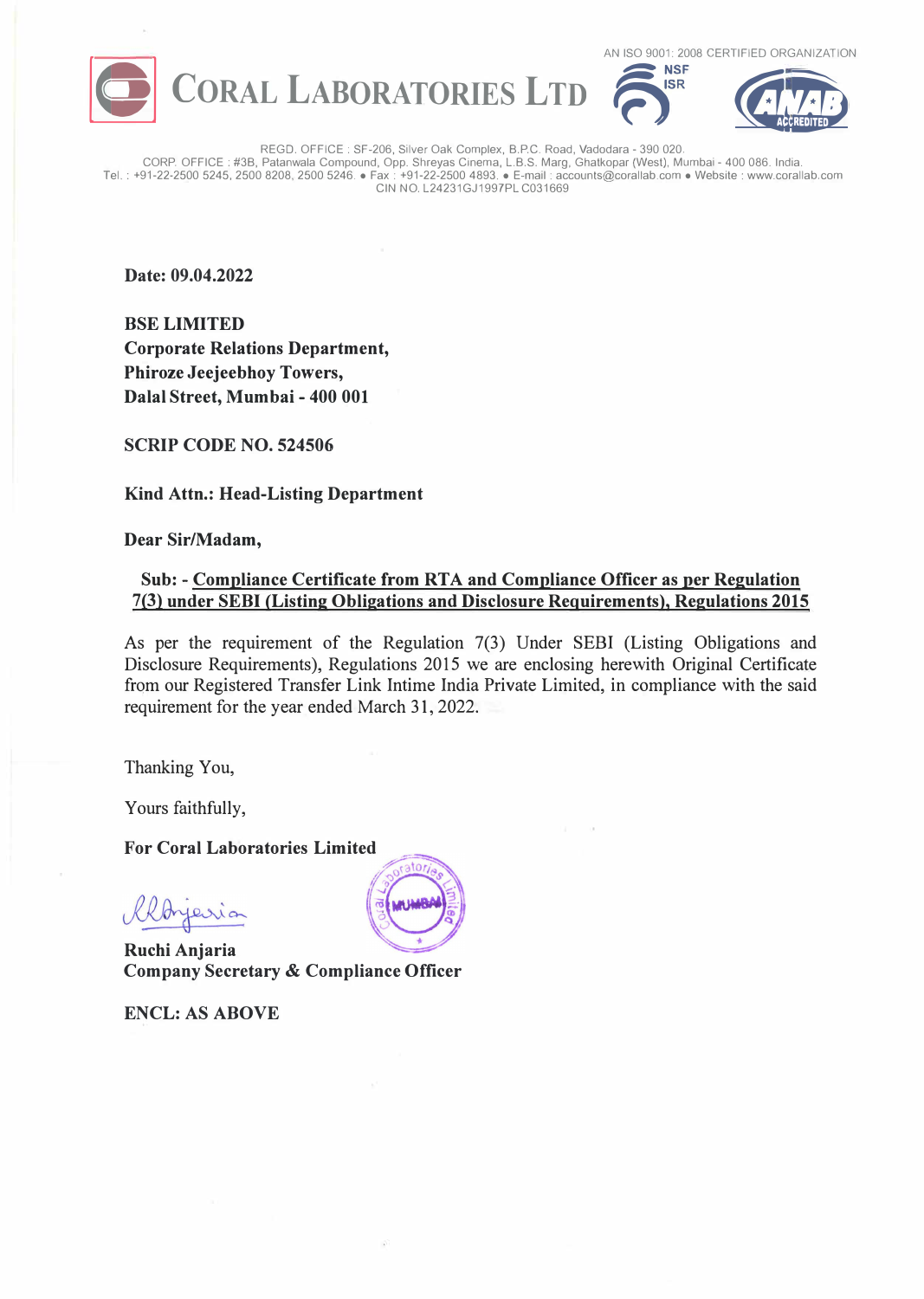AN ISO 9001: 2008 CERTIFIED ORGANIZATION

# CORAL LABORATORIES LTD

REGD. OFFICE : SF-206, Silver Oak Complex, B.P.C. Road, Vadodara - 390 020.
CORP. OFFICE : #3B, Patanwala Compound, Opp. Shreyas Cinema, L.B.S. Marg, Ghatkopar (West), Mumbai - 400 086. India.
Tel. : +91-22-2500 5245, 2500 8208, 2500 5246. • Fax : +91-22-2500 4893. • E-mail : accounts@corallab.com • Website : www.corallab.com
CIN NO. L24231GJ1997PLC031669

**Date: 09.04.2022**

**BSE LIMITED**
**Corporate Relations Department,**
**Phiroze Jeejeebhoy Towers,**
**Dalal Street, Mumbai - 400 001**

**SCRIP CODE NO. 524506**

**Kind Attn.: Head-Listing Department**

**Dear Sir/Madam,**

**Sub: - Compliance Certificate from RTA and Compliance Officer as per Regulation 7(3) under SEBI (Listing Obligations and Disclosure Requirements), Regulations 2015**

As per the requirement of the Regulation 7(3) Under SEBI (Listing Obligations and Disclosure Requirements), Regulations 2015 we are enclosing herewith Original Certificate from our Registered Transfer Link Intime India Private Limited, in compliance with the said requirement for the year ended March 31, 2022.

Thanking You,

Yours faithfully,

**For Coral Laboratories Limited**

**Ruchi Anjaria**
**Company Secretary & Compliance Officer**

**ENCL: AS ABOVE**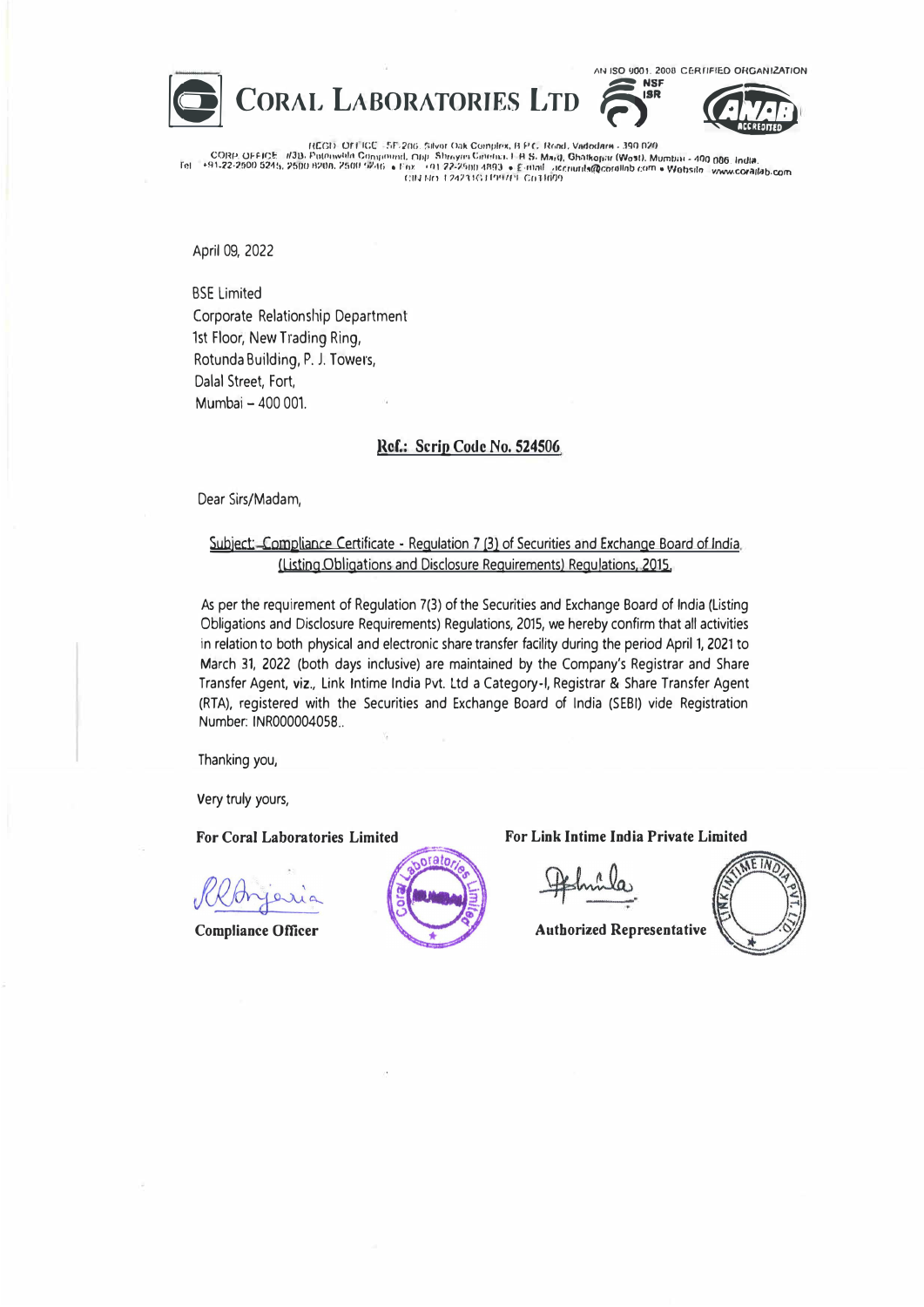AN ISO 9001: 2008 CERTIFIED ORGANIZATION

# CORAL LABORATORIES LTD

REGD. OFFICE : 5F-206, Silver Oak Complex, B.P.C. Road, Vadodara - 390 020
CORP. OFFICE : #3B, Patanwala Compound, Opp. Shreyas Cinema, L.B.S. Marg, Ghatkopar (West), Mumbai - 400 086. India.
Tel : +91-22-2500 5245, 2500 8208, 2500 5246 • Fax : +91 22-2500 4893 • E-mail : accounts@corallab.com • Website : www.corallab.com
CIN No. L24231GJ1981PLC031009

April 09, 2022

BSE Limited
Corporate Relationship Department
1st Floor, New Trading Ring,
Rotunda Building, P. J. Towers,
Dalal Street, Fort,
Mumbai – 400 001.

**Ref.: Scrip Code No. 524506**

Dear Sirs/Madam,

Subject: Compliance Certificate - Regulation 7 (3) of Securities and Exchange Board of India (Listing Obligations and Disclosure Requirements) Regulations, 2015.

As per the requirement of Regulation 7(3) of the Securities and Exchange Board of India (Listing Obligations and Disclosure Requirements) Regulations, 2015, we hereby confirm that all activities in relation to both physical and electronic share transfer facility during the period April 1, 2021 to March 31, 2022 (both days inclusive) are maintained by the Company's Registrar and Share Transfer Agent, viz., Link Intime India Pvt. Ltd a Category-I, Registrar & Share Transfer Agent (RTA), registered with the Securities and Exchange Board of India (SEBI) vide Registration Number: INR000004058..

Thanking you,

Very truly yours,

**For Coral Laboratories Limited**

**Compliance Officer**

**For Link Intime India Private Limited**

**Authorized Representative**